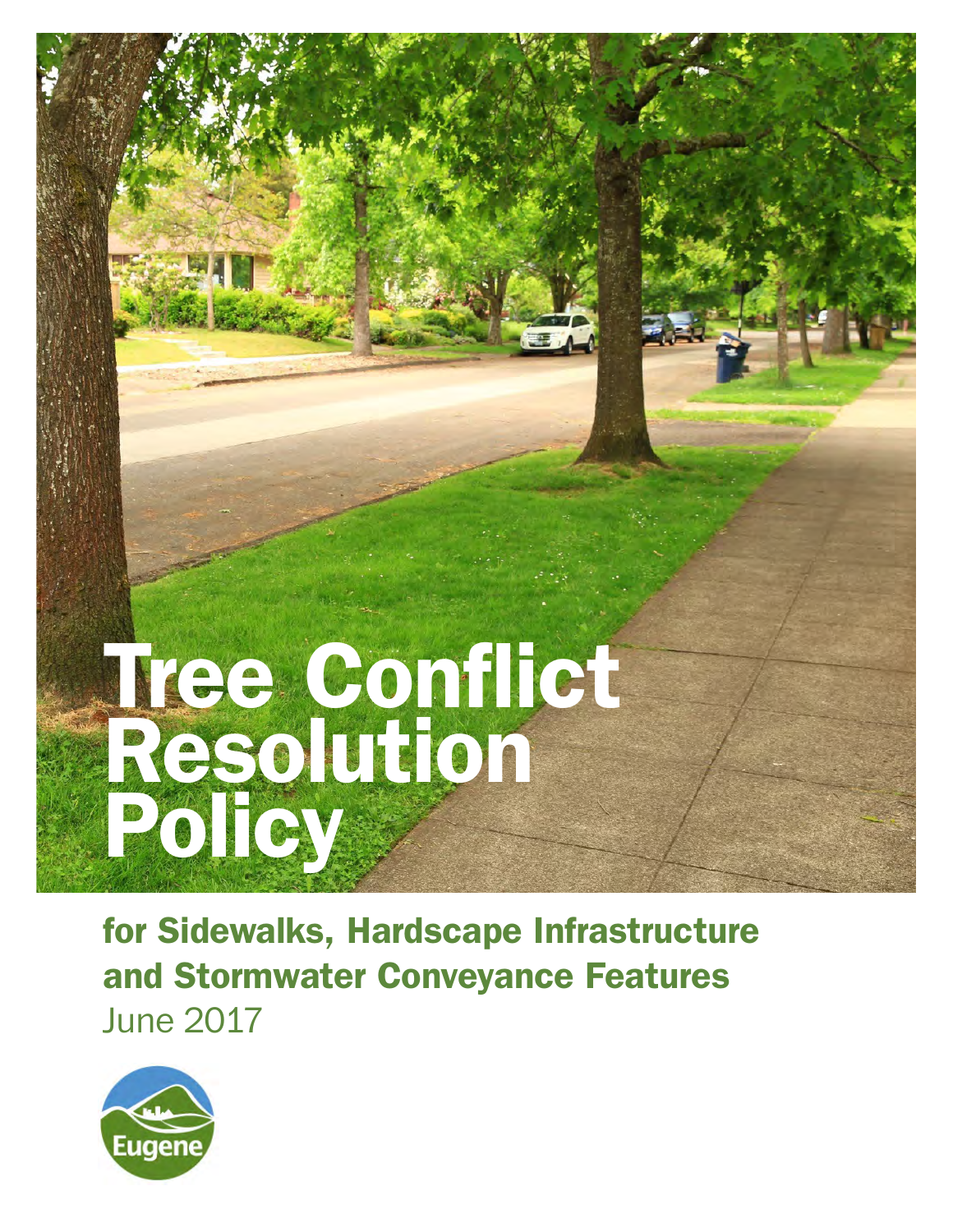# Tree Conflict Resolution Policy

## for Sidewalks, Hardscape Infrastructure and Stormwater Conveyance Features

June 2017

Eugene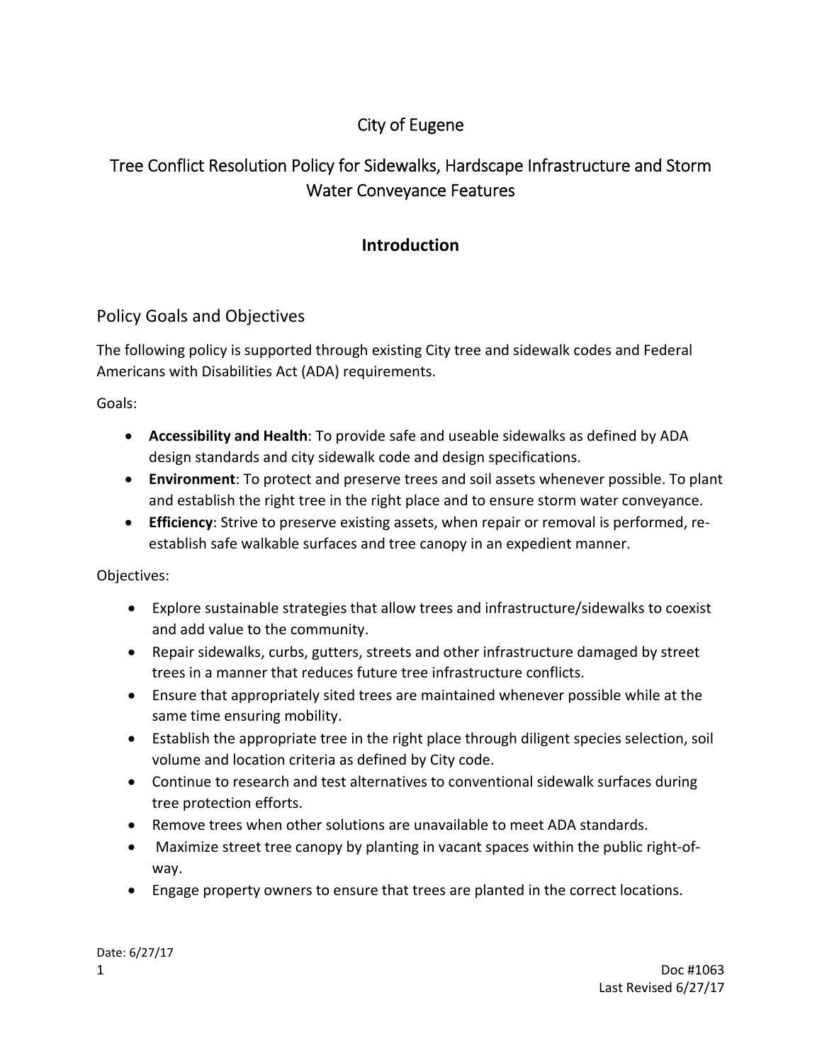# City of Eugene

# Tree Conflict Resolution Policy for Sidewalks, Hardscape Infrastructure and Storm Water Conveyance Features

## Introduction

### Policy Goals and Objectives

The following policy is supported through existing City tree and sidewalk codes and Federal Americans with Disabilities Act (ADA) requirements.

Goals:

- **Accessibility and Health**: To provide safe and useable sidewalks as defined by ADA design standards and city sidewalk code and design specifications.
- **Environment**: To protect and preserve trees and soil assets whenever possible. To plant and establish the right tree in the right place and to ensure storm water conveyance.
- **Efficiency**: Strive to preserve existing assets, when repair or removal is performed, re-establish safe walkable surfaces and tree canopy in an expedient manner.

Objectives:

- Explore sustainable strategies that allow trees and infrastructure/sidewalks to coexist and add value to the community.
- Repair sidewalks, curbs, gutters, streets and other infrastructure damaged by street trees in a manner that reduces future tree infrastructure conflicts.
- Ensure that appropriately sited trees are maintained whenever possible while at the same time ensuring mobility.
- Establish the appropriate tree in the right place through diligent species selection, soil volume and location criteria as defined by City code.
- Continue to research and test alternatives to conventional sidewalk surfaces during tree protection efforts.
- Remove trees when other solutions are unavailable to meet ADA standards.
- Maximize street tree canopy by planting in vacant spaces within the public right-of-way.
- Engage property owners to ensure that trees are planted in the correct locations.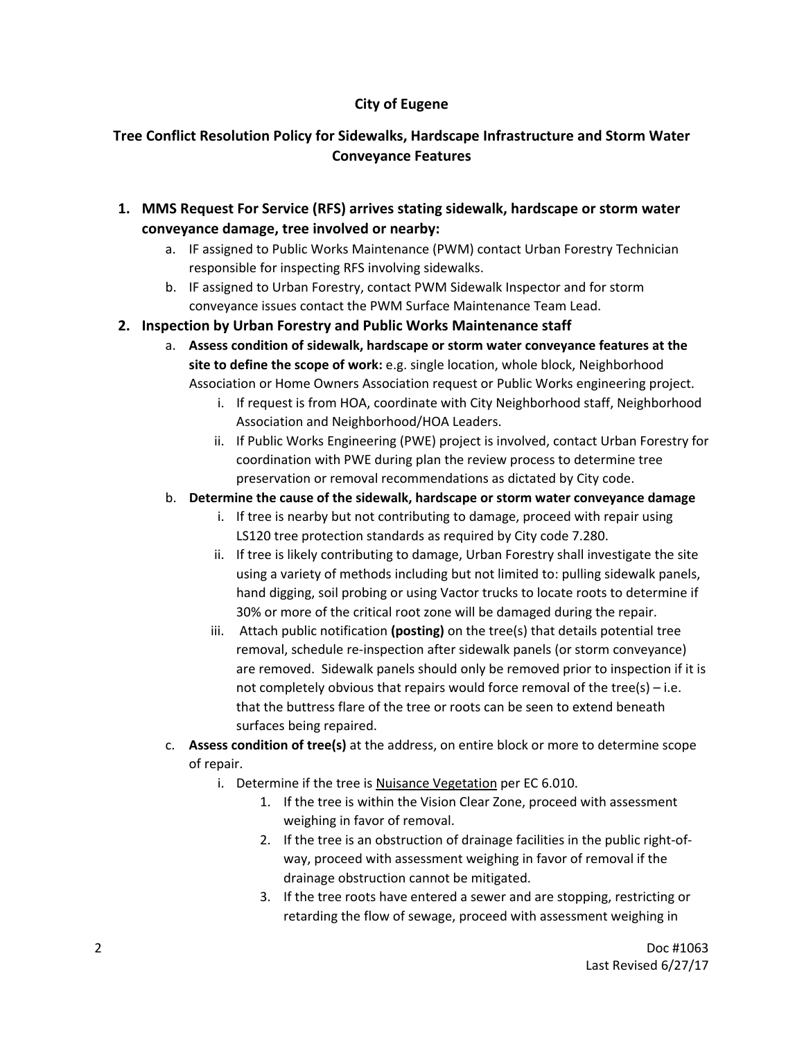**City of Eugene**

**Tree Conflict Resolution Policy for Sidewalks, Hardscape Infrastructure and Storm Water Conveyance Features**

1. **MMS Request For Service (RFS) arrives stating sidewalk, hardscape or storm water conveyance damage, tree involved or nearby:**
   a. IF assigned to Public Works Maintenance (PWM) contact Urban Forestry Technician responsible for inspecting RFS involving sidewalks.
   b. IF assigned to Urban Forestry, contact PWM Sidewalk Inspector and for storm conveyance issues contact the PWM Surface Maintenance Team Lead.
2. **Inspection by Urban Forestry and Public Works Maintenance staff**
   a. **Assess condition of sidewalk, hardscape or storm water conveyance features at the site to define the scope of work:** e.g. single location, whole block, Neighborhood Association or Home Owners Association request or Public Works engineering project.
      i. If request is from HOA, coordinate with City Neighborhood staff, Neighborhood Association and Neighborhood/HOA Leaders.
      ii. If Public Works Engineering (PWE) project is involved, contact Urban Forestry for coordination with PWE during plan the review process to determine tree preservation or removal recommendations as dictated by City code.
   b. **Determine the cause of the sidewalk, hardscape or storm water conveyance damage**
      i. If tree is nearby but not contributing to damage, proceed with repair using LS120 tree protection standards as required by City code 7.280.
      ii. If tree is likely contributing to damage, Urban Forestry shall investigate the site using a variety of methods including but not limited to: pulling sidewalk panels, hand digging, soil probing or using Vactor trucks to locate roots to determine if 30% or more of the critical root zone will be damaged during the repair.
      iii. Attach public notification **(posting)** on the tree(s) that details potential tree removal, schedule re-inspection after sidewalk panels (or storm conveyance) are removed. Sidewalk panels should only be removed prior to inspection if it is not completely obvious that repairs would force removal of the tree(s) – i.e. that the buttress flare of the tree or roots can be seen to extend beneath surfaces being repaired.
   c. **Assess condition of tree(s)** at the address, on entire block or more to determine scope of repair.
      i. Determine if the tree is <u>Nuisance Vegetation</u> per EC 6.010.
         1. If the tree is within the Vision Clear Zone, proceed with assessment weighing in favor of removal.
         2. If the tree is an obstruction of drainage facilities in the public right-of-way, proceed with assessment weighing in favor of removal if the drainage obstruction cannot be mitigated.
         3. If the tree roots have entered a sewer and are stopping, restricting or retarding the flow of sewage, proceed with assessment weighing in

Doc #1063
Last Revised 6/27/17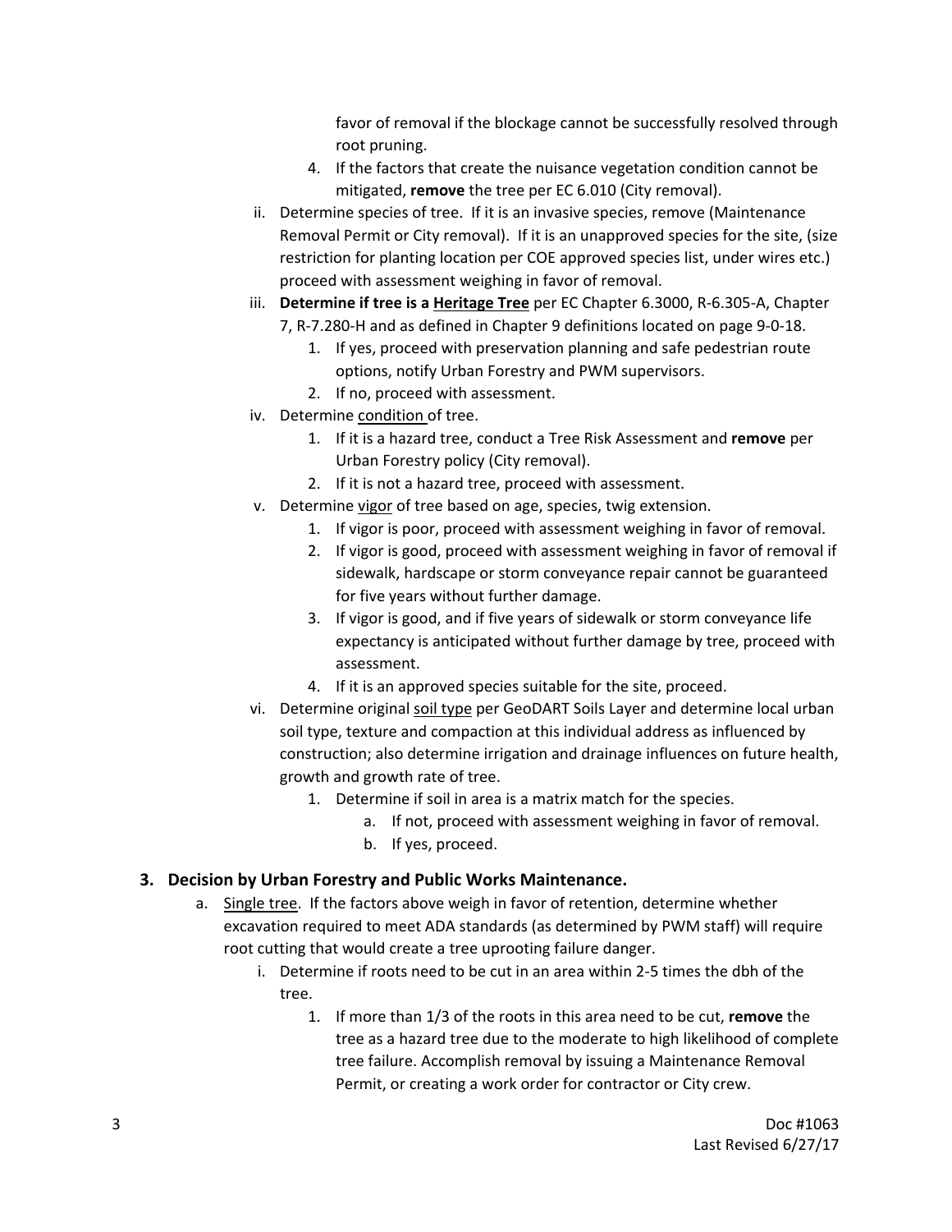favor of removal if the blockage cannot be successfully resolved through root pruning.

4. If the factors that create the nuisance vegetation condition cannot be mitigated, **remove** the tree per EC 6.010 (City removal).

ii. Determine species of tree. If it is an invasive species, remove (Maintenance Removal Permit or City removal). If it is an unapproved species for the site, (size restriction for planting location per COE approved species list, under wires etc.) proceed with assessment weighing in favor of removal.

iii. **Determine if tree is a Heritage Tree** per EC Chapter 6.3000, R-6.305-A, Chapter 7, R-7.280-H and as defined in Chapter 9 definitions located on page 9-0-18.

1. If yes, proceed with preservation planning and safe pedestrian route options, notify Urban Forestry and PWM supervisors.
2. If no, proceed with assessment.

iv. Determine condition of tree.

1. If it is a hazard tree, conduct a Tree Risk Assessment and **remove** per Urban Forestry policy (City removal).
2. If it is not a hazard tree, proceed with assessment.

v. Determine vigor of tree based on age, species, twig extension.

1. If vigor is poor, proceed with assessment weighing in favor of removal.
2. If vigor is good, proceed with assessment weighing in favor of removal if sidewalk, hardscape or storm conveyance repair cannot be guaranteed for five years without further damage.
3. If vigor is good, and if five years of sidewalk or storm conveyance life expectancy is anticipated without further damage by tree, proceed with assessment.
4. If it is an approved species suitable for the site, proceed.

vi. Determine original soil type per GeoDART Soils Layer and determine local urban soil type, texture and compaction at this individual address as influenced by construction; also determine irrigation and drainage influences on future health, growth and growth rate of tree.

1. Determine if soil in area is a matrix match for the species.
   a. If not, proceed with assessment weighing in favor of removal.
   b. If yes, proceed.

### 3. Decision by Urban Forestry and Public Works Maintenance.

a. Single tree. If the factors above weigh in favor of retention, determine whether excavation required to meet ADA standards (as determined by PWM staff) will require root cutting that would create a tree uprooting failure danger.

i. Determine if roots need to be cut in an area within 2-5 times the dbh of the tree.

1. If more than 1/3 of the roots in this area need to be cut, **remove** the tree as a hazard tree due to the moderate to high likelihood of complete tree failure. Accomplish removal by issuing a Maintenance Removal Permit, or creating a work order for contractor or City crew.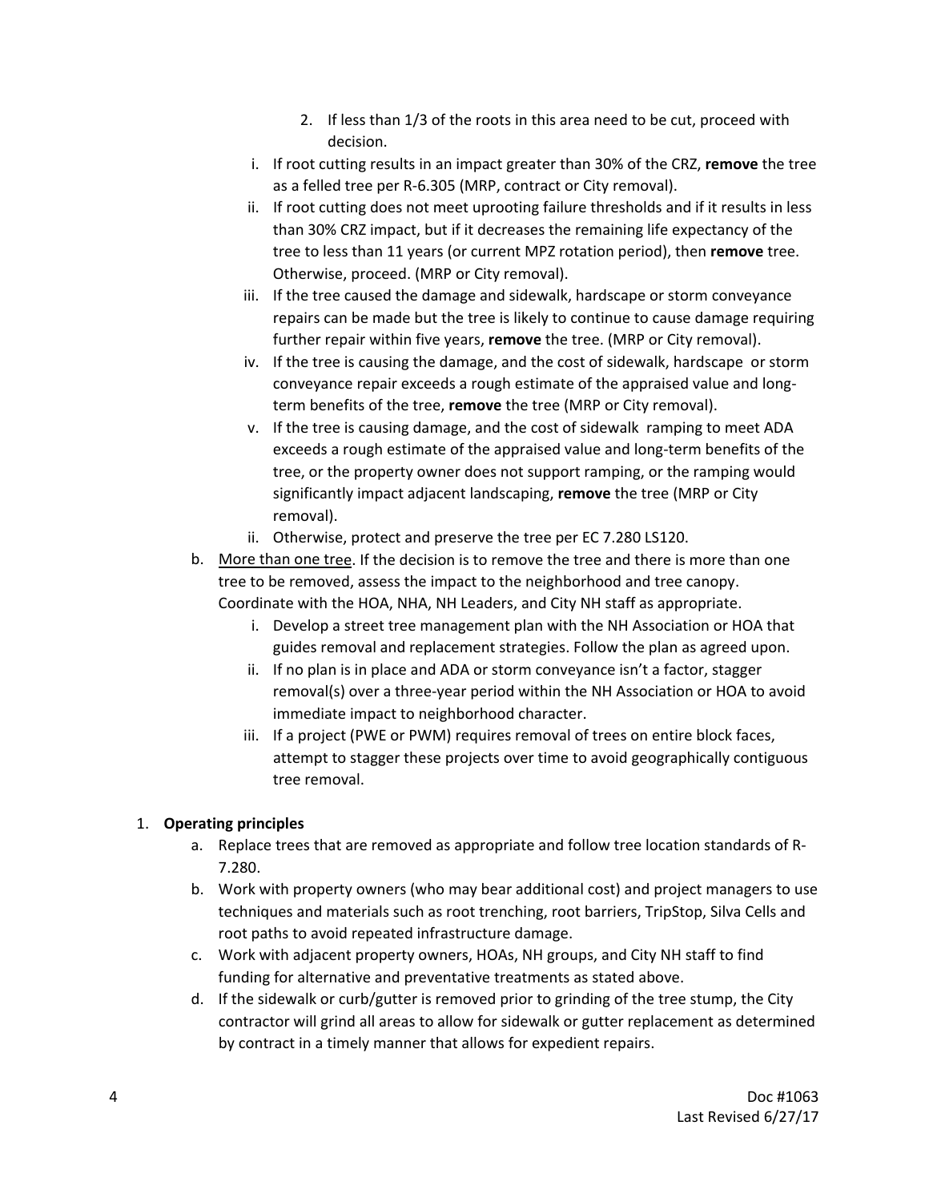2. If less than 1/3 of the roots in this area need to be cut, proceed with decision.

i. If root cutting results in an impact greater than 30% of the CRZ, **remove** the tree as a felled tree per R-6.305 (MRP, contract or City removal).

ii. If root cutting does not meet uprooting failure thresholds and if it results in less than 30% CRZ impact, but if it decreases the remaining life expectancy of the tree to less than 11 years (or current MPZ rotation period), then **remove** tree. Otherwise, proceed. (MRP or City removal).

iii. If the tree caused the damage and sidewalk, hardscape or storm conveyance repairs can be made but the tree is likely to continue to cause damage requiring further repair within five years, **remove** the tree. (MRP or City removal).

iv. If the tree is causing the damage, and the cost of sidewalk, hardscape or storm conveyance repair exceeds a rough estimate of the appraised value and long-term benefits of the tree, **remove** the tree (MRP or City removal).

v. If the tree is causing damage, and the cost of sidewalk ramping to meet ADA exceeds a rough estimate of the appraised value and long-term benefits of the tree, or the property owner does not support ramping, or the ramping would significantly impact adjacent landscaping, **remove** the tree (MRP or City removal).

ii. Otherwise, protect and preserve the tree per EC 7.280 LS120.

b. <u>More than one tree</u>. If the decision is to remove the tree and there is more than one tree to be removed, assess the impact to the neighborhood and tree canopy. Coordinate with the HOA, NHA, NH Leaders, and City NH staff as appropriate.

   i. Develop a street tree management plan with the NH Association or HOA that guides removal and replacement strategies. Follow the plan as agreed upon.

   ii. If no plan is in place and ADA or storm conveyance isn't a factor, stagger removal(s) over a three-year period within the NH Association or HOA to avoid immediate impact to neighborhood character.

   iii. If a project (PWE or PWM) requires removal of trees on entire block faces, attempt to stagger these projects over time to avoid geographically contiguous tree removal.

1. **Operating principles**
   a. Replace trees that are removed as appropriate and follow tree location standards of R-7.280.
   b. Work with property owners (who may bear additional cost) and project managers to use techniques and materials such as root trenching, root barriers, TripStop, Silva Cells and root paths to avoid repeated infrastructure damage.
   c. Work with adjacent property owners, HOAs, NH groups, and City NH staff to find funding for alternative and preventative treatments as stated above.
   d. If the sidewalk or curb/gutter is removed prior to grinding of the tree stump, the City contractor will grind all areas to allow for sidewalk or gutter replacement as determined by contract in a timely manner that allows for expedient repairs.